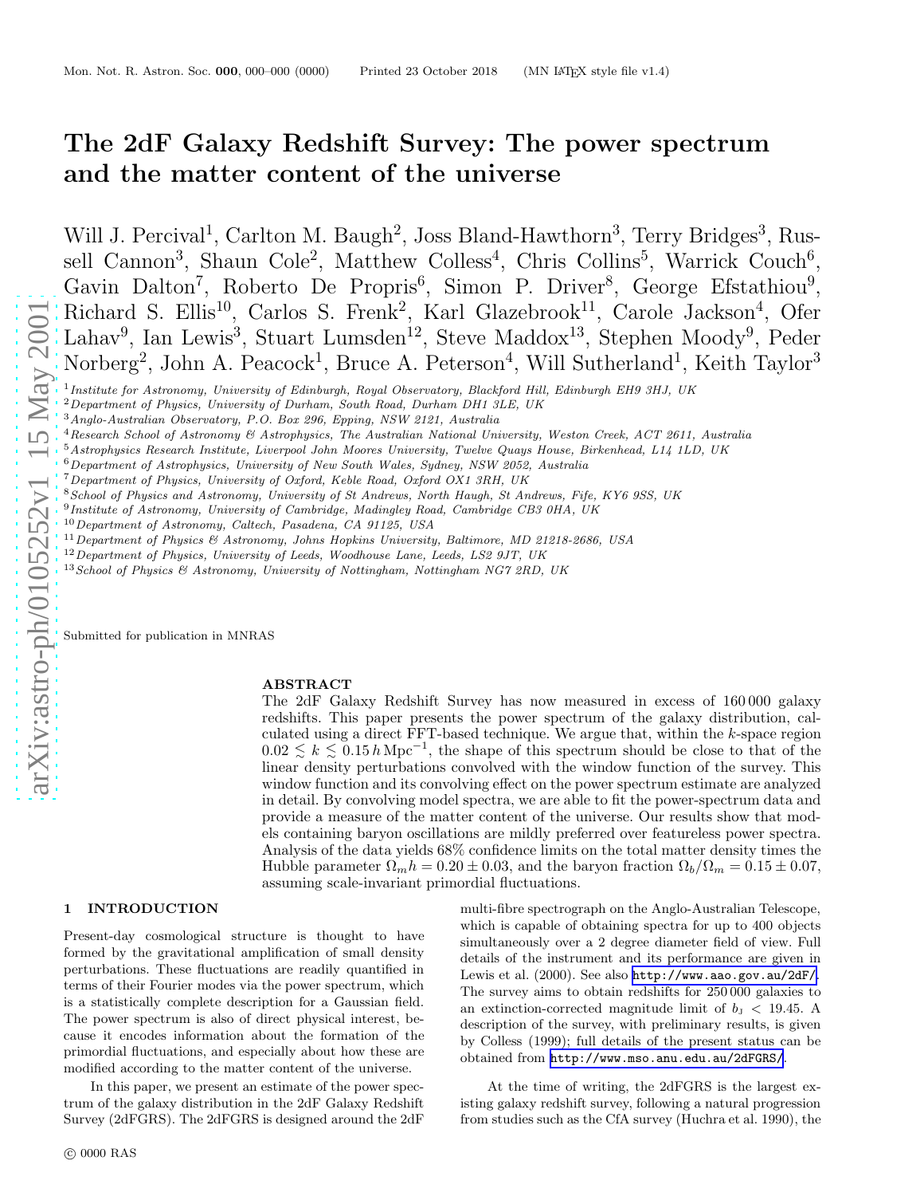# The 2dF Galaxy Redshift Survey: The power spectrum and the matter content of the universe

Will J. Percival[1], Carlton M. Baugh[2], Joss Bland-Hawthorn[3], Terry Bridges[3], Russell Cannon[3], Shaun Cole[2], Matthew Colless[4], Chris Collins[5], Warrick Couch[6], Gavin Dalton[7], Roberto De Propris[6], Simon P. Driver[8], George Efstathiou[9], Richard S. Ellis[10], Carlos S. Frenk[2], Karl Glazebrook[11], Carole Jackson[4], Ofer Lahav[9], Ian Lewis[3], Stuart Lumsden[12], Steve Maddox[13], Stephen Moody[9], Peder Norberg[2], John A. Peacock[1], Bruce A. Peterson[4], Will Sutherland[1], Keith Taylor[3]

[1] *Institute for Astronomy, University of Edinburgh, Royal Observatory, Blackford Hill, Edinburgh EH9 3HJ, UK*
[2] *Department of Physics, University of Durham, South Road, Durham DH1 3LE, UK*
[3] *Anglo-Australian Observatory, P.O. Box 296, Epping, NSW 2121, Australia*
[4] *Research School of Astronomy & Astrophysics, The Australian National University, Weston Creek, ACT 2611, Australia*
[5] *Astrophysics Research Institute, Liverpool John Moores University, Twelve Quays House, Birkenhead, L14 1LD, UK*
[6] *Department of Astrophysics, University of New South Wales, Sydney, NSW 2052, Australia*
[7] *Department of Physics, University of Oxford, Keble Road, Oxford OX1 3RH, UK*
[8] *School of Physics and Astronomy, University of St Andrews, North Haugh, St Andrews, Fife, KY6 9SS, UK*
[9] *Institute of Astronomy, University of Cambridge, Madingley Road, Cambridge CB3 0HA, UK*
[10] *Department of Astronomy, Caltech, Pasadena, CA 91125, USA*
[11] *Department of Physics & Astronomy, Johns Hopkins University, Baltimore, MD 21218-2686, USA*
[12] *Department of Physics, University of Leeds, Woodhouse Lane, Leeds, LS2 9JT, UK*
[13] *School of Physics & Astronomy, University of Nottingham, Nottingham NG7 2RD, UK*

Submitted for publication in MNRAS

## ABSTRACT

The 2dF Galaxy Redshift Survey has now measured in excess of 160 000 galaxy redshifts. This paper presents the power spectrum of the galaxy distribution, calculated using a direct FFT-based technique. We argue that, within the $k$-space region $0.02 \lesssim k \lesssim 0.15\,h\,\mathrm{Mpc}^{-1}$, the shape of this spectrum should be close to that of the linear density perturbations convolved with the window function of the survey. This window function and its convolving effect on the power spectrum estimate are analyzed in detail. By convolving model spectra, we are able to fit the power-spectrum data and provide a measure of the matter content of the universe. Our results show that models containing baryon oscillations are mildly preferred over featureless power spectra. Analysis of the data yields 68% confidence limits on the total matter density times the Hubble parameter $\Omega_m h = 0.20 \pm 0.03$, and the baryon fraction $\Omega_b/\Omega_m = 0.15 \pm 0.07$, assuming scale-invariant primordial fluctuations.

## 1 INTRODUCTION

Present-day cosmological structure is thought to have formed by the gravitational amplification of small density perturbations. These fluctuations are readily quantified in terms of their Fourier modes via the power spectrum, which is a statistically complete description for a Gaussian field. The power spectrum is also of direct physical interest, because it encodes information about the formation of the primordial fluctuations, and especially about how these are modified according to the matter content of the universe.

In this paper, we present an estimate of the power spectrum of the galaxy distribution in the 2dF Galaxy Redshift Survey (2dFGRS). The 2dFGRS is designed around the 2dF multi-fibre spectrograph on the Anglo-Australian Telescope, which is capable of obtaining spectra for up to 400 objects simultaneously over a 2 degree diameter field of view. Full details of the instrument and its performance are given in Lewis et al. (2000). See also http://www.aao.gov.au/2dF/. The survey aims to obtain redshifts for 250 000 galaxies to an extinction-corrected magnitude limit of $b_J < 19.45$. A description of the survey, with preliminary results, is given by Colless (1999); full details of the present status can be obtained from http://www.mso.anu.edu.au/2dFGRS/.

At the time of writing, the 2dFGRS is the largest existing galaxy redshift survey, following a natural progression from studies such as the CfA survey (Huchra et al. 1990), the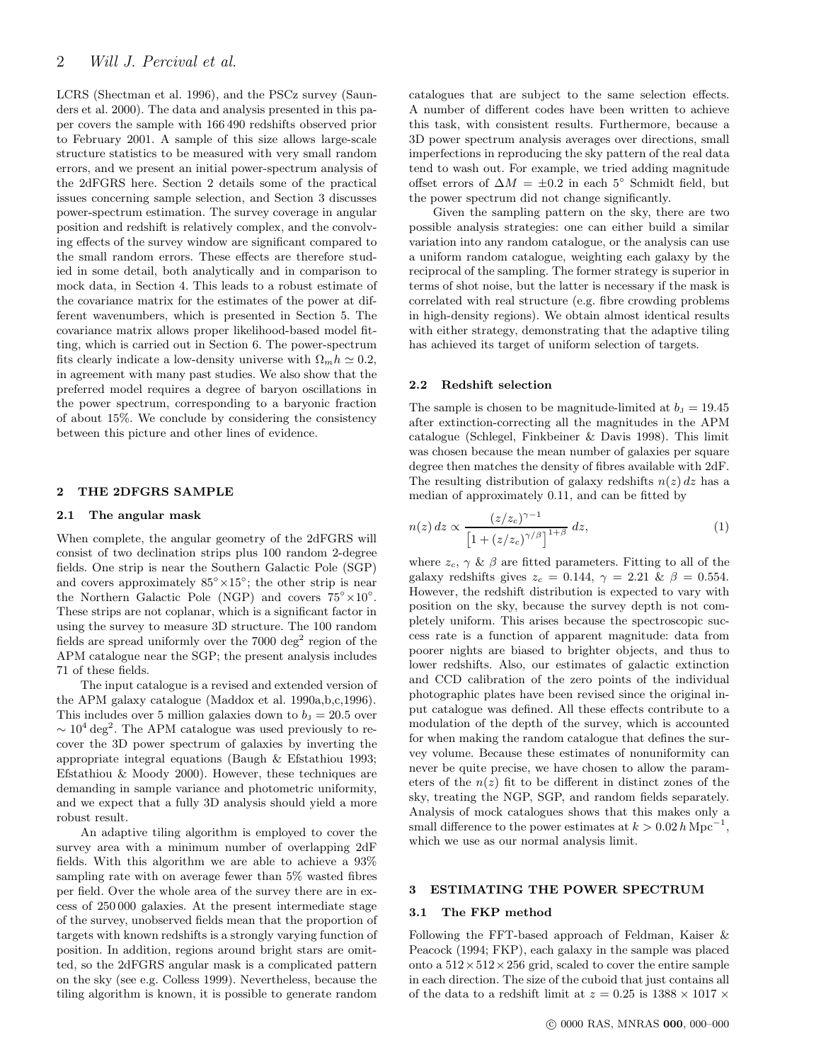LCRS (Shectman et al. 1996), and the PSCz survey (Saunders et al. 2000). The data and analysis presented in this paper covers the sample with 166 490 redshifts observed prior to February 2001. A sample of this size allows large-scale structure statistics to be measured with very small random errors, and we present an initial power-spectrum analysis of the 2dFGRS here. Section 2 details some of the practical issues concerning sample selection, and Section 3 discusses power-spectrum estimation. The survey coverage in angular position and redshift is relatively complex, and the convolving effects of the survey window are significant compared to the small random errors. These effects are therefore studied in some detail, both analytically and in comparison to mock data, in Section 4. This leads to a robust estimate of the covariance matrix for the estimates of the power at different wavenumbers, which is presented in Section 5. The covariance matrix allows proper likelihood-based model fitting, which is carried out in Section 6. The power-spectrum fits clearly indicate a low-density universe with $\Omega_m h \simeq 0.2$, in agreement with many past studies. We also show that the preferred model requires a degree of baryon oscillations in the power spectrum, corresponding to a baryonic fraction of about 15%. We conclude by considering the consistency between this picture and other lines of evidence.

## 2 THE 2DFGRS SAMPLE

### 2.1 The angular mask

When complete, the angular geometry of the 2dFGRS will consist of two declination strips plus 100 random 2-degree fields. One strip is near the Southern Galactic Pole (SGP) and covers approximately $85^\circ \times 15^\circ$; the other strip is near the Northern Galactic Pole (NGP) and covers $75^\circ \times 10^\circ$. These strips are not coplanar, which is a significant factor in using the survey to measure 3D structure. The 100 random fields are spread uniformly over the 7000 deg$^2$ region of the APM catalogue near the SGP; the present analysis includes 71 of these fields.

The input catalogue is a revised and extended version of the APM galaxy catalogue (Maddox et al. 1990a,b,c,1996). This includes over 5 million galaxies down to $b_{\rm J} = 20.5$ over $\sim 10^4$ deg$^2$. The APM catalogue was used previously to recover the 3D power spectrum of galaxies by inverting the appropriate integral equations (Baugh & Efstathiou 1993; Efstathiou & Moody 2000). However, these techniques are demanding in sample variance and photometric uniformity, and we expect that a fully 3D analysis should yield a more robust result.

An adaptive tiling algorithm is employed to cover the survey area with a minimum number of overlapping 2dF fields. With this algorithm we are able to achieve a 93% sampling rate with on average fewer than 5% wasted fibres per field. Over the whole area of the survey there are in excess of 250 000 galaxies. At the present intermediate stage of the survey, unobserved fields mean that the proportion of targets with known redshifts is a strongly varying function of position. In addition, regions around bright stars are omitted, so the 2dFGRS angular mask is a complicated pattern on the sky (see e.g. Colless 1999). Nevertheless, because the tiling algorithm is known, it is possible to generate random catalogues that are subject to the same selection effects. A number of different codes have been written to achieve this task, with consistent results. Furthermore, because a 3D power spectrum analysis averages over directions, small imperfections in reproducing the sky pattern of the real data tend to wash out. For example, we tried adding magnitude offset errors of $\Delta M = \pm 0.2$ in each $5^\circ$ Schmidt field, but the power spectrum did not change significantly.

Given the sampling pattern on the sky, there are two possible analysis strategies: one can either build a similar variation into any random catalogue, or the analysis can use a uniform random catalogue, weighting each galaxy by the reciprocal of the sampling. The former strategy is superior in terms of shot noise, but the latter is necessary if the mask is correlated with real structure (e.g. fibre crowding problems in high-density regions). We obtain almost identical results with either strategy, demonstrating that the adaptive tiling has achieved its target of uniform selection of targets.

### 2.2 Redshift selection

The sample is chosen to be magnitude-limited at $b_{\rm J} = 19.45$ after extinction-correcting all the magnitudes in the APM catalogue (Schlegel, Finkbeiner & Davis 1998). This limit was chosen because the mean number of galaxies per square degree then matches the density of fibres available with 2dF. The resulting distribution of galaxy redshifts $n(z)\,dz$ has a median of approximately 0.11, and can be fitted by

$$n(z)\,dz \propto \frac{(z/z_c)^{\gamma-1}}{\left[1 + (z/z_c)^{\gamma/\beta}\right]^{1+\beta}}\,dz, \tag{1}$$

where $z_c$, $\gamma$ & $\beta$ are fitted parameters. Fitting to all of the galaxy redshifts gives $z_c = 0.144$, $\gamma = 2.21$ & $\beta = 0.554$. However, the redshift distribution is expected to vary with position on the sky, because the survey depth is not completely uniform. This arises because the spectroscopic success rate is a function of apparent magnitude: data from poorer nights are biased to brighter objects, and thus to lower redshifts. Also, our estimates of galactic extinction and CCD calibration of the zero points of the individual photographic plates have been revised since the original input catalogue was defined. All these effects contribute to a modulation of the depth of the survey, which is accounted for when making the random catalogue that defines the survey volume. Because these estimates of nonuniformity can never be quite precise, we have chosen to allow the parameters of the $n(z)$ fit to be different in distinct zones of the sky, treating the NGP, SGP, and random fields separately. Analysis of mock catalogues shows that this makes only a small difference to the power estimates at $k > 0.02\,h\,{\rm Mpc}^{-1}$, which we use as our normal analysis limit.

## 3 ESTIMATING THE POWER SPECTRUM

### 3.1 The FKP method

Following the FFT-based approach of Feldman, Kaiser & Peacock (1994; FKP), each galaxy in the sample was placed onto a $512 \times 512 \times 256$ grid, scaled to cover the entire sample in each direction. The size of the cuboid that just contains all of the data to a redshift limit at $z = 0.25$ is $1388 \times 1017 \times$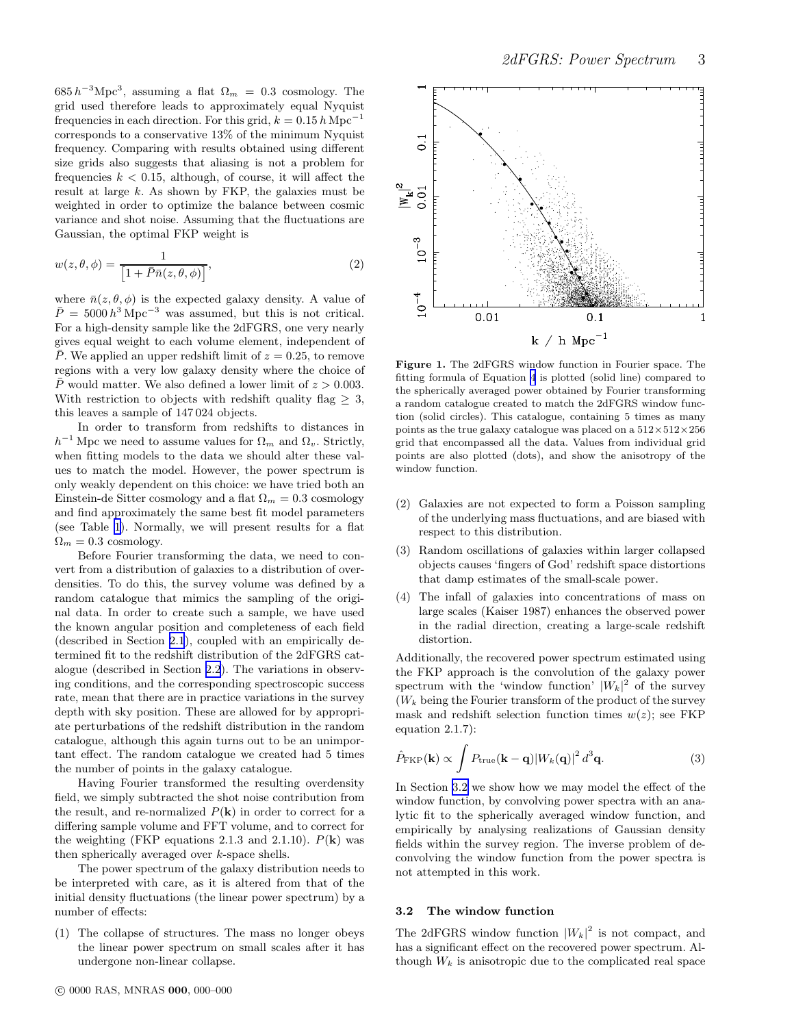$685\,h^{-3}\mathrm{Mpc}^3$, assuming a flat $\Omega_m = 0.3$ cosmology. The grid used therefore leads to approximately equal Nyquist frequencies in each direction. For this grid, $k = 0.15\,h\,\mathrm{Mpc}^{-1}$ corresponds to a conservative 13% of the minimum Nyquist frequency. Comparing with results obtained using different size grids also suggests that aliasing is not a problem for frequencies $k < 0.15$, although, of course, it will affect the result at large $k$. As shown by FKP, the galaxies must be weighted in order to optimize the balance between cosmic variance and shot noise. Assuming that the fluctuations are Gaussian, the optimal FKP weight is

$$w(z,\theta,\phi) = \frac{1}{\left[1 + \bar{P}\bar{n}(z,\theta,\phi)\right]}, \tag{2}$$

where $\bar{n}(z,\theta,\phi)$ is the expected galaxy density. A value of $\bar{P} = 5000\,h^3\,\mathrm{Mpc}^{-3}$ was assumed, but this is not critical. For a high-density sample like the 2dFGRS, one very nearly gives equal weight to each volume element, independent of $\bar{P}$. We applied an upper redshift limit of $z = 0.25$, to remove regions with a very low galaxy density where the choice of $\bar{P}$ would matter. We also defined a lower limit of $z > 0.003$. With restriction to objects with redshift quality flag $\geq 3$, this leaves a sample of 147 024 objects.

In order to transform from redshifts to distances in $h^{-1}$ Mpc we need to assume values for $\Omega_m$ and $\Omega_v$. Strictly, when fitting models to the data we should alter these values to match the model. However, the power spectrum is only weakly dependent on this choice: we have tried both an Einstein-de Sitter cosmology and a flat $\Omega_m = 0.3$ cosmology and find approximately the same best fit model parameters (see Table 1). Normally, we will present results for a flat $\Omega_m = 0.3$ cosmology.

Before Fourier transforming the data, we need to convert from a distribution of galaxies to a distribution of overdensities. To do this, the survey volume was defined by a random catalogue that mimics the sampling of the original data. In order to create such a sample, we have used the known angular position and completeness of each field (described in Section 2.1), coupled with an empirically determined fit to the redshift distribution of the 2dFGRS catalogue (described in Section 2.2). The variations in observing conditions, and the corresponding spectroscopic success rate, mean that there are in practice variations in the survey depth with sky position. These are allowed for by appropriate perturbations of the redshift distribution in the random catalogue, although this again turns out to be an unimportant effect. The random catalogue we created had 5 times the number of points in the galaxy catalogue.

Having Fourier transformed the resulting overdensity field, we simply subtracted the shot noise contribution from the result, and re-normalized $P(\mathbf{k})$ in order to correct for a differing sample volume and FFT volume, and to correct for the weighting (FKP equations 2.1.3 and 2.1.10). $P(\mathbf{k})$ was then spherically averaged over $k$-space shells.

The power spectrum of the galaxy distribution needs to be interpreted with care, as it is altered from that of the initial density fluctuations (the linear power spectrum) by a number of effects:

(1) The collapse of structures. The mass no longer obeys the linear power spectrum on small scales after it has undergone non-linear collapse.

(2) Galaxies are not expected to form a Poisson sampling of the underlying mass fluctuations, and are biased with respect to this distribution.

(3) Random oscillations of galaxies within larger collapsed objects causes 'fingers of God' redshift space distortions that damp estimates of the small-scale power.

(4) The infall of galaxies into concentrations of mass on large scales (Kaiser 1987) enhances the observed power in the radial direction, creating a large-scale redshift distortion.

**Figure 1.** The 2dFGRS window function in Fourier space. The fitting formula of Equation 4 is plotted (solid line) compared to the spherically averaged power obtained by Fourier transforming a random catalogue created to match the 2dFGRS window function (solid circles). This catalogue, containing 5 times as many points as the true galaxy catalogue was placed on a $512\times512\times256$ grid that encompassed all the data. Values from individual grid points are also plotted (dots), and show the anisotropy of the window function.

Additionally, the recovered power spectrum estimated using the FKP approach is the convolution of the galaxy power spectrum with the 'window function' $|W_k|^2$ of the survey ($W_k$ being the Fourier transform of the product of the survey mask and redshift selection function times $w(z)$; see FKP equation 2.1.7):

$$\hat{P}_{\mathrm{FKP}}(\mathbf{k}) \propto \int P_{\mathrm{true}}(\mathbf{k}-\mathbf{q})|W_k(\mathbf{q})|^2\,d^3\mathbf{q}. \tag{3}$$

In Section 3.2 we show how we may model the effect of the window function, by convolving power spectra with an analytic fit to the spherically averaged window function, and empirically by analysing realizations of Gaussian density fields within the survey region. The inverse problem of deconvolving the window function from the power spectra is not attempted in this work.

### 3.2 The window function

The 2dFGRS window function $|W_k|^2$ is not compact, and has a significant effect on the recovered power spectrum. Although $W_k$ is anisotropic due to the complicated real space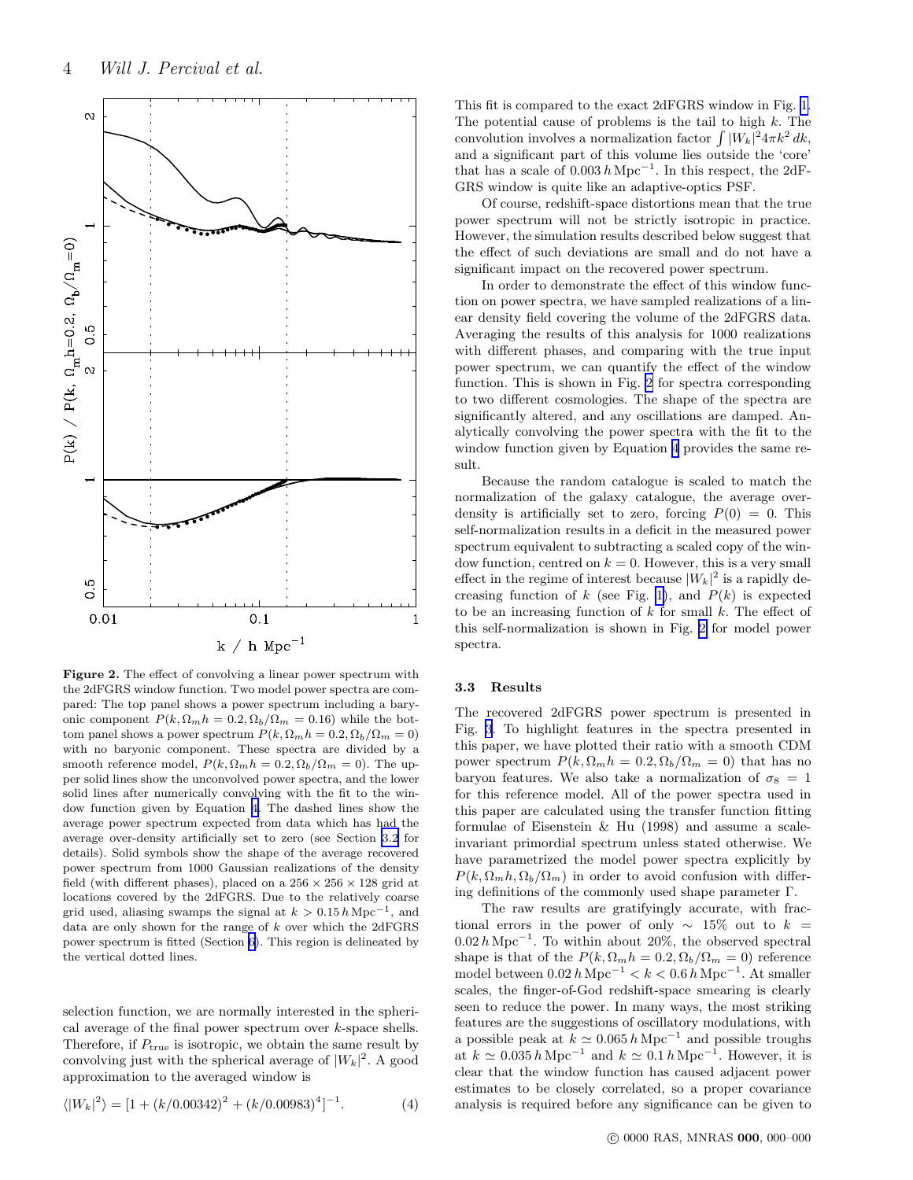**Figure 2.** The effect of convolving a linear power spectrum with the 2dFGRS window function. Two model power spectra are compared: The top panel shows a power spectrum including a baryonic component $P(k, \Omega_m h = 0.2, \Omega_b/\Omega_m = 0.16)$ while the bottom panel shows a power spectrum $P(k, \Omega_m h = 0.2, \Omega_b/\Omega_m = 0)$ with no baryonic component. These spectra are divided by a smooth reference model, $P(k, \Omega_m h = 0.2, \Omega_b/\Omega_m = 0)$. The upper solid lines show the unconvolved power spectra, and the lower solid lines after numerically convolving with the fit to the window function given by Equation 4. The dashed lines show the average power spectrum expected from data which has had the average over-density artificially set to zero (see Section 3.2 for details). Solid symbols show the shape of the average recovered power spectrum from 1000 Gaussian realizations of the density field (with different phases), placed on a $256 \times 256 \times 128$ grid at locations covered by the 2dFGRS. Due to the relatively coarse grid used, aliasing swamps the signal at $k > 0.15\,h\,\mathrm{Mpc}^{-1}$, and data are only shown for the range of $k$ over which the 2dFGRS power spectrum is fitted (Section 6). This region is delineated by the vertical dotted lines.

selection function, we are normally interested in the spherical average of the final power spectrum over $k$-space shells. Therefore, if $P_{\rm true}$ is isotropic, we obtain the same result by convolving just with the spherical average of $|W_k|^2$. A good approximation to the averaged window is

$$\langle |W_k|^2 \rangle = [1 + (k/0.00342)^2 + (k/0.00983)^4]^{-1}. \tag{4}$$

This fit is compared to the exact 2dFGRS window in Fig. 1. The potential cause of problems is the tail to high $k$. The convolution involves a normalization factor $\int |W_k|^2 4\pi k^2 \, dk$, and a significant part of this volume lies outside the 'core' that has a scale of $0.003\,h\,\mathrm{Mpc}^{-1}$. In this respect, the 2dFGRS window is quite like an adaptive-optics PSF.

Of course, redshift-space distortions mean that the true power spectrum will not be strictly isotropic in practice. However, the simulation results described below suggest that the effect of such deviations are small and do not have a significant impact on the recovered power spectrum.

In order to demonstrate the effect of this window function on power spectra, we have sampled realizations of a linear density field covering the volume of the 2dFGRS data. Averaging the results of this analysis for 1000 realizations with different phases, and comparing with the true input power spectrum, we can quantify the effect of the window function. This is shown in Fig. 2 for spectra corresponding to two different cosmologies. The shape of the spectra are significantly altered, and any oscillations are damped. Analytically convolving the power spectra with the fit to the window function given by Equation 4 provides the same result.

Because the random catalogue is scaled to match the normalization of the galaxy catalogue, the average overdensity is artificially set to zero, forcing $P(0) = 0$. This self-normalization results in a deficit in the measured power spectrum equivalent to subtracting a scaled copy of the window function, centred on $k = 0$. However, this is a very small effect in the regime of interest because $|W_k|^2$ is a rapidly decreasing function of $k$ (see Fig. 1), and $P(k)$ is expected to be an increasing function of $k$ for small $k$. The effect of this self-normalization is shown in Fig. 2 for model power spectra.

### 3.3 Results

The recovered 2dFGRS power spectrum is presented in Fig. 3. To highlight features in the spectra presented in this paper, we have plotted their ratio with a smooth CDM power spectrum $P(k, \Omega_m h = 0.2, \Omega_b/\Omega_m = 0)$ that has no baryon features. We also take a normalization of $\sigma_8 = 1$ for this reference model. All of the power spectra used in this paper are calculated using the transfer function fitting formulae of Eisenstein & Hu (1998) and assume a scale-invariant primordial spectrum unless stated otherwise. We have parametrized the model power spectra explicitly by $P(k, \Omega_m h, \Omega_b/\Omega_m)$ in order to avoid confusion with differing definitions of the commonly used shape parameter $\Gamma$.

The raw results are gratifyingly accurate, with fractional errors in the power of only $\sim 15\%$ out to $k = 0.02\,h\,\mathrm{Mpc}^{-1}$. To within about 20%, the observed spectral shape is that of the $P(k, \Omega_m h = 0.2, \Omega_b/\Omega_m = 0)$ reference model between $0.02\,h\,\mathrm{Mpc}^{-1} < k < 0.6\,h\,\mathrm{Mpc}^{-1}$. At smaller scales, the finger-of-God redshift-space smearing is clearly seen to reduce the power. In many ways, the most striking features are the suggestions of oscillatory modulations, with a possible peak at $k \simeq 0.065\,h\,\mathrm{Mpc}^{-1}$ and possible troughs at $k \simeq 0.035\,h\,\mathrm{Mpc}^{-1}$ and $k \simeq 0.1\,h\,\mathrm{Mpc}^{-1}$. However, it is clear that the window function has caused adjacent power estimates to be closely correlated, so a proper covariance analysis is required before any significance can be given to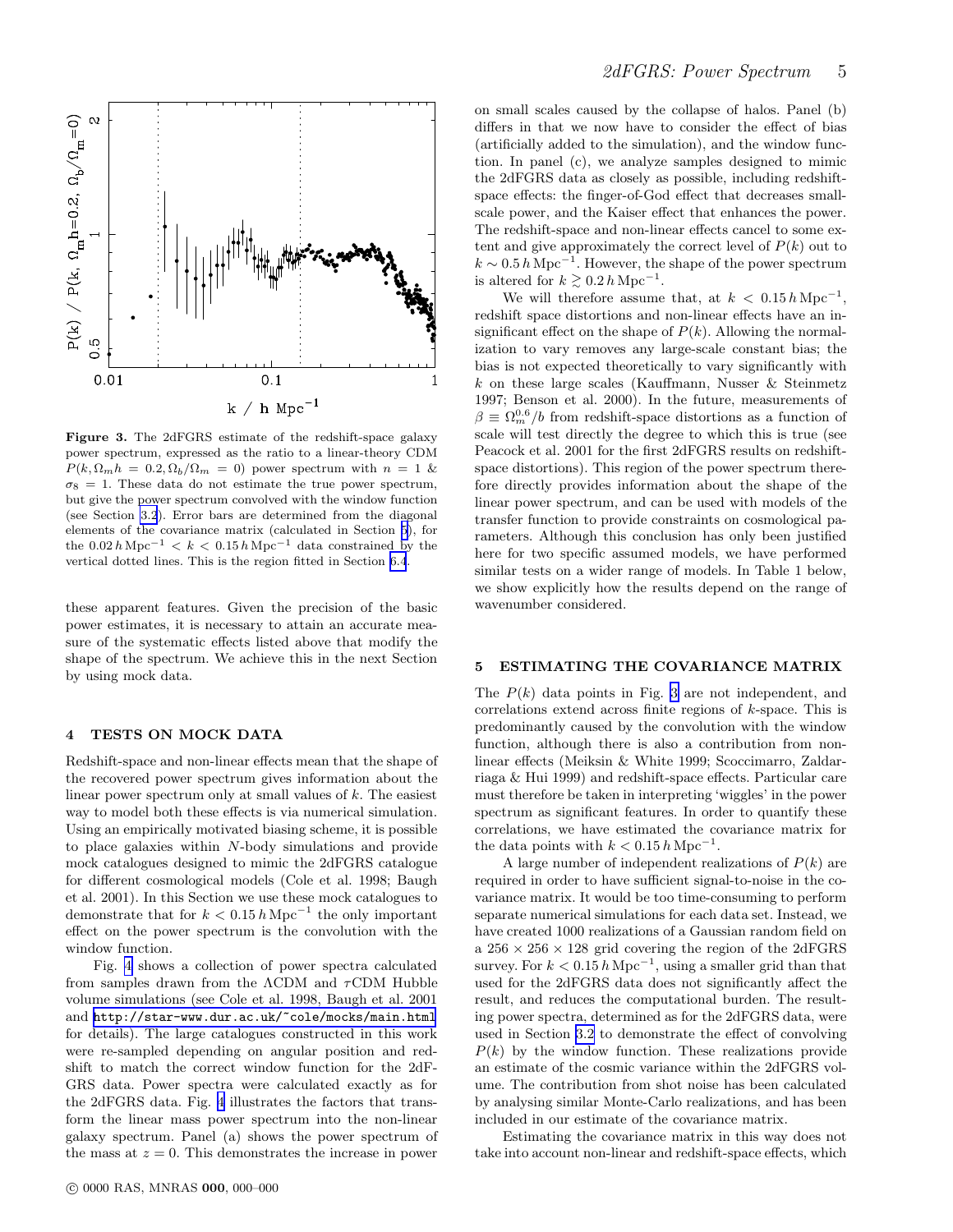**Figure 3.** The 2dFGRS estimate of the redshift-space galaxy power spectrum, expressed as the ratio to a linear-theory CDM $P(k, \Omega_m h = 0.2, \Omega_b/\Omega_m = 0)$ power spectrum with $n = 1$ & $\sigma_8 = 1$. These data do not estimate the true power spectrum, but give the power spectrum convolved with the window function (see Section 3.2). Error bars are determined from the diagonal elements of the covariance matrix (calculated in Section 5), for the $0.02\,h\,\mathrm{Mpc}^{-1} < k < 0.15\,h\,\mathrm{Mpc}^{-1}$ data constrained by the vertical dotted lines. This is the region fitted in Section 6.4.

these apparent features. Given the precision of the basic power estimates, it is necessary to attain an accurate measure of the systematic effects listed above that modify the shape of the spectrum. We achieve this in the next Section by using mock data.

## 4 TESTS ON MOCK DATA

Redshift-space and non-linear effects mean that the shape of the recovered power spectrum gives information about the linear power spectrum only at small values of $k$. The easiest way to model both these effects is via numerical simulation. Using an empirically motivated biasing scheme, it is possible to place galaxies within $N$-body simulations and provide mock catalogues designed to mimic the 2dFGRS catalogue for different cosmological models (Cole et al. 1998; Baugh et al. 2001). In this Section we use these mock catalogues to demonstrate that for $k < 0.15\,h\,\mathrm{Mpc}^{-1}$ the only important effect on the power spectrum is the convolution with the window function.

Fig. 4 shows a collection of power spectra calculated from samples drawn from the ΛCDM and τCDM Hubble volume simulations (see Cole et al. 1998, Baugh et al. 2001 and http://star-www.dur.ac.uk/~cole/mocks/main.html for details). The large catalogues constructed in this work were re-sampled depending on angular position and redshift to match the correct window function for the 2dFGRS data. Power spectra were calculated exactly as for the 2dFGRS data. Fig. 4 illustrates the factors that transform the linear mass power spectrum into the non-linear galaxy spectrum. Panel (a) shows the power spectrum of the mass at $z = 0$. This demonstrates the increase in power on small scales caused by the collapse of halos. Panel (b) differs in that we now have to consider the effect of bias (artificially added to the simulation), and the window function. In panel (c), we analyze samples designed to mimic the 2dFGRS data as closely as possible, including redshift-space effects: the finger-of-God effect that decreases small-scale power, and the Kaiser effect that enhances the power. The redshift-space and non-linear effects cancel to some extent and give approximately the correct level of $P(k)$ out to $k \sim 0.5\,h\,\mathrm{Mpc}^{-1}$. However, the shape of the power spectrum is altered for $k \gtrsim 0.2\,h\,\mathrm{Mpc}^{-1}$.

We will therefore assume that, at $k < 0.15\,h\,\mathrm{Mpc}^{-1}$, redshift space distortions and non-linear effects have an insignificant effect on the shape of $P(k)$. Allowing the normalization to vary removes any large-scale constant bias; the bias is not expected theoretically to vary significantly with $k$ on these large scales (Kauffmann, Nusser & Steinmetz 1997; Benson et al. 2000). In the future, measurements of $\beta \equiv \Omega_m^{0.6}/b$ from redshift-space distortions as a function of scale will test directly the degree to which this is true (see Peacock et al. 2001 for the first 2dFGRS results on redshift-space distortions). This region of the power spectrum therefore directly provides information about the shape of the linear power spectrum, and can be used with models of the transfer function to provide constraints on cosmological parameters. Although this conclusion has only been justified here for two specific assumed models, we have performed similar tests on a wider range of models. In Table 1 below, we show explicitly how the results depend on the range of wavenumber considered.

## 5 ESTIMATING THE COVARIANCE MATRIX

The $P(k)$ data points in Fig. 3 are not independent, and correlations extend across finite regions of $k$-space. This is predominantly caused by the convolution with the window function, although there is also a contribution from non-linear effects (Meiksin & White 1999; Scoccimarro, Zaldarriaga & Hui 1999) and redshift-space effects. Particular care must therefore be taken in interpreting 'wiggles' in the power spectrum as significant features. In order to quantify these correlations, we have estimated the covariance matrix for the data points with $k < 0.15\,h\,\mathrm{Mpc}^{-1}$.

A large number of independent realizations of $P(k)$ are required in order to have sufficient signal-to-noise in the covariance matrix. It would be too time-consuming to perform separate numerical simulations for each data set. Instead, we have created 1000 realizations of a Gaussian random field on a $256 \times 256 \times 128$ grid covering the region of the 2dFGRS survey. For $k < 0.15\,h\,\mathrm{Mpc}^{-1}$, using a smaller grid than that used for the 2dFGRS data does not significantly affect the result, and reduces the computational burden. The resulting power spectra, determined as for the 2dFGRS data, were used in Section 3.2 to demonstrate the effect of convolving $P(k)$ by the window function. These realizations provide an estimate of the cosmic variance within the 2dFGRS volume. The contribution from shot noise has been calculated by analysing similar Monte-Carlo realizations, and has been included in our estimate of the covariance matrix.

Estimating the covariance matrix in this way does not take into account non-linear and redshift-space effects, which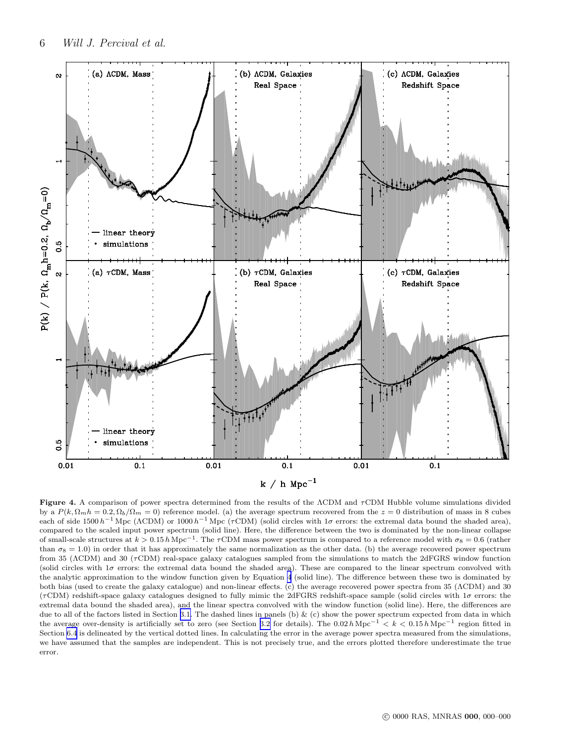**Figure 4.** A comparison of power spectra determined from the results of the ΛCDM and τCDM Hubble volume simulations divided by a $P(k, \Omega_m h = 0.2, \Omega_b/\Omega_m = 0)$ reference model. (a) the average spectrum recovered from the $z = 0$ distribution of mass in 8 cubes each of side $1500\,h^{-1}\,\mathrm{Mpc}$ (ΛCDM) or $1000\,h^{-1}\,\mathrm{Mpc}$ (τCDM) (solid circles with $1\sigma$ errors: the extremal data bound the shaded area), compared to the scaled input power spectrum (solid line). Here, the difference between the two is dominated by the non-linear collapse of small-scale structures at $k > 0.15\,h\,\mathrm{Mpc}^{-1}$. The τCDM mass power spectrum is compared to a reference model with $\sigma_8 = 0.6$ (rather than $\sigma_8 = 1.0$) in order that it has approximately the same normalization as the other data. (b) the average recovered power spectrum from 35 (ΛCDM) and 30 (τCDM) real-space galaxy catalogues sampled from the simulations to match the 2dFGRS window function (solid circles with $1\sigma$ errors: the extremal data bound the shaded area). These are compared to the linear spectrum convolved with the analytic approximation to the window function given by Equation 4 (solid line). The difference between these two is dominated by both bias (used to create the galaxy catalogue) and non-linear effects. (c) the average recovered power spectra from 35 (ΛCDM) and 30 (τCDM) redshift-space galaxy catalogues designed to fully mimic the 2dFGRS redshift-space sample (solid circles with $1\sigma$ errors: the extremal data bound the shaded area), and the linear spectra convolved with the window function (solid line). Here, the differences are due to all of the factors listed in Section 3.1. The dashed lines in panels (b) & (c) show the power spectrum expected from data in which the average over-density is artificially set to zero (see Section 3.2 for details). The $0.02\,h\,\mathrm{Mpc}^{-1} < k < 0.15\,h\,\mathrm{Mpc}^{-1}$ region fitted in Section 6.4 is delineated by the vertical dotted lines. In calculating the error in the average power spectra measured from the simulations, we have assumed that the samples are independent. This is not precisely true, and the errors plotted therefore underestimate the true error.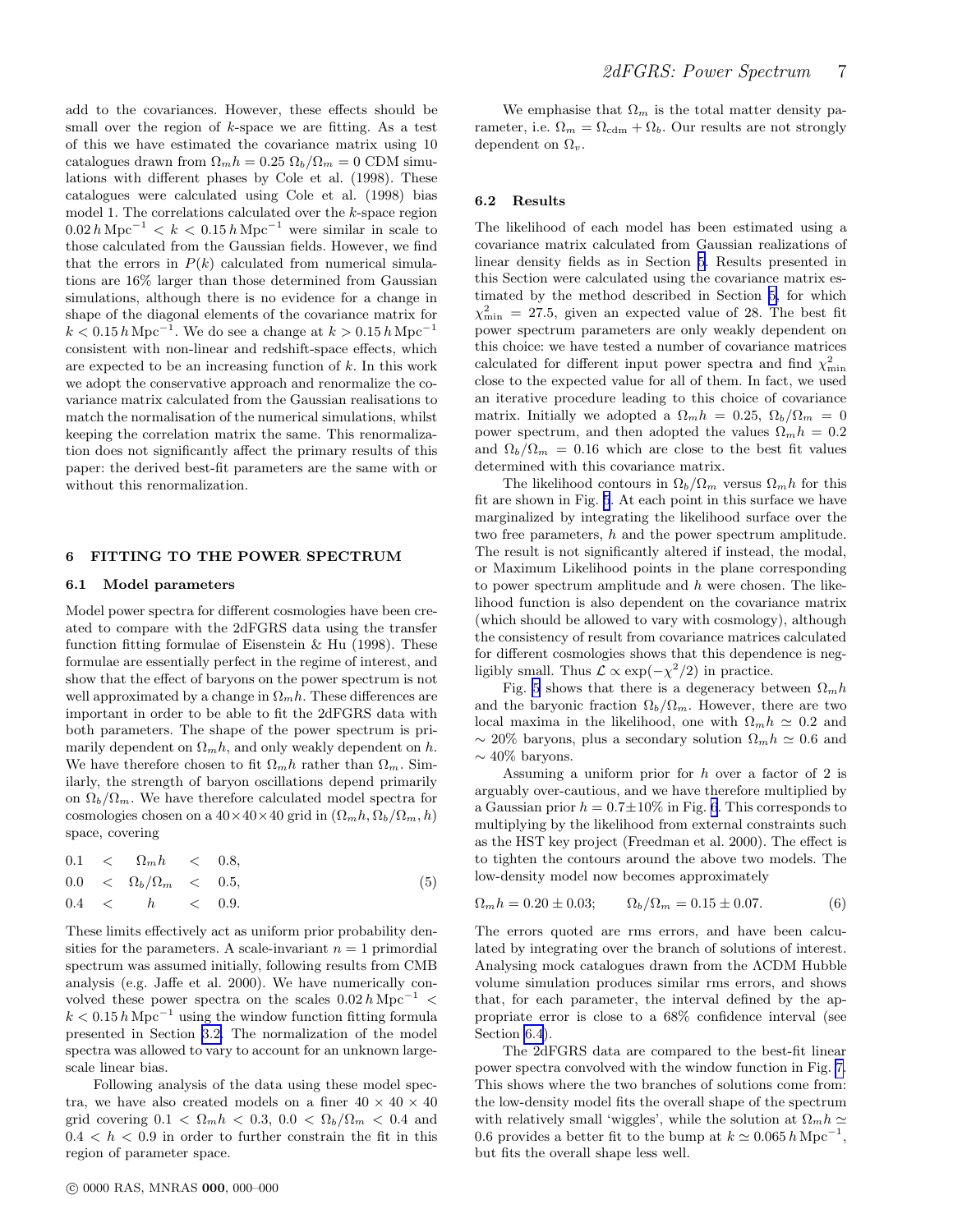add to the covariances. However, these effects should be small over the region of $k$-space we are fitting. As a test of this we have estimated the covariance matrix using 10 catalogues drawn from $\Omega_m h = 0.25$ $\Omega_b/\Omega_m = 0$ CDM simulations with different phases by Cole et al. (1998). These catalogues were calculated using Cole et al. (1998) bias model 1. The correlations calculated over the $k$-space region $0.02\,h\,\mathrm{Mpc}^{-1} < k < 0.15\,h\,\mathrm{Mpc}^{-1}$ were similar in scale to those calculated from the Gaussian fields. However, we find that the errors in $P(k)$ calculated from numerical simulations are 16% larger than those determined from Gaussian simulations, although there is no evidence for a change in shape of the diagonal elements of the covariance matrix for $k < 0.15\,h\,\mathrm{Mpc}^{-1}$. We do see a change at $k > 0.15\,h\,\mathrm{Mpc}^{-1}$ consistent with non-linear and redshift-space effects, which are expected to be an increasing function of $k$. In this work we adopt the conservative approach and renormalize the covariance matrix calculated from the Gaussian realisations to match the normalisation of the numerical simulations, whilst keeping the correlation matrix the same. This renormalization does not significantly affect the primary results of this paper: the derived best-fit parameters are the same with or without this renormalization.

## 6 FITTING TO THE POWER SPECTRUM

### 6.1 Model parameters

Model power spectra for different cosmologies have been created to compare with the 2dFGRS data using the transfer function fitting formulae of Eisenstein & Hu (1998). These formulae are essentially perfect in the regime of interest, and show that the effect of baryons on the power spectrum is not well approximated by a change in $\Omega_m h$. These differences are important in order to be able to fit the 2dFGRS data with both parameters. The shape of the power spectrum is primarily dependent on $\Omega_m h$, and only weakly dependent on $h$. We have therefore chosen to fit $\Omega_m h$ rather than $\Omega_m$. Similarly, the strength of baryon oscillations depend primarily on $\Omega_b/\Omega_m$. We have therefore calculated model spectra for cosmologies chosen on a $40\times40\times40$ grid in $(\Omega_m h, \Omega_b/\Omega_m, h)$ space, covering

$$
\begin{aligned}
0.1 &< \Omega_m h < 0.8, \\
0.0 &< \Omega_b/\Omega_m < 0.5, \\
0.4 &< h < 0.9.
\end{aligned}
\tag{5}
$$

These limits effectively act as uniform prior probability densities for the parameters. A scale-invariant $n = 1$ primordial spectrum was assumed initially, following results from CMB analysis (e.g. Jaffe et al. 2000). We have numerically convolved these power spectra on the scales $0.02\,h\,\mathrm{Mpc}^{-1} < k < 0.15\,h\,\mathrm{Mpc}^{-1}$ using the window function fitting formula presented in Section 3.2. The normalization of the model spectra was allowed to vary to account for an unknown large-scale linear bias.

Following analysis of the data using these model spectra, we have also created models on a finer $40\times40\times40$ grid covering $0.1 < \Omega_m h < 0.3$, $0.0 < \Omega_b/\Omega_m < 0.4$ and $0.4 < h < 0.9$ in order to further constrain the fit in this region of parameter space.

We emphasise that $\Omega_m$ is the total matter density parameter, i.e. $\Omega_m = \Omega_{\mathrm{cdm}} + \Omega_b$. Our results are not strongly dependent on $\Omega_v$.

### 6.2 Results

The likelihood of each model has been estimated using a covariance matrix calculated from Gaussian realizations of linear density fields as in Section 5. Results presented in this Section were calculated using the covariance matrix estimated by the method described in Section 5, for which $\chi^2_{\mathrm{min}} = 27.5$, given an expected value of 28. The best fit power spectrum parameters are only weakly dependent on this choice: we have tested a number of covariance matrices calculated for different input power spectra and find $\chi^2_{\mathrm{min}}$ close to the expected value for all of them. In fact, we used an iterative procedure leading to this choice of covariance matrix. Initially we adopted a $\Omega_m h = 0.25$, $\Omega_b/\Omega_m = 0$ power spectrum, and then adopted the values $\Omega_m h = 0.2$ and $\Omega_b/\Omega_m = 0.16$ which are close to the best fit values determined with this covariance matrix.

The likelihood contours in $\Omega_b/\Omega_m$ versus $\Omega_m h$ for this fit are shown in Fig. 5. At each point in this surface we have marginalized by integrating the likelihood surface over the two free parameters, $h$ and the power spectrum amplitude. The result is not significantly altered if instead, the modal, or Maximum Likelihood points in the plane corresponding to power spectrum amplitude and $h$ were chosen. The likelihood function is also dependent on the covariance matrix (which should be allowed to vary with cosmology), although the consistency of result from covariance matrices calculated for different cosmologies shows that this dependence is negligibly small. Thus $\mathcal{L} \propto \exp(-\chi^2/2)$ in practice.

Fig. 5 shows that there is a degeneracy between $\Omega_m h$ and the baryonic fraction $\Omega_b/\Omega_m$. However, there are two local maxima in the likelihood, one with $\Omega_m h \simeq 0.2$ and $\sim 20\%$ baryons, plus a secondary solution $\Omega_m h \simeq 0.6$ and $\sim 40\%$ baryons.

Assuming a uniform prior for $h$ over a factor of 2 is arguably over-cautious, and we have therefore multiplied by a Gaussian prior $h = 0.7 \pm 10\%$ in Fig. 6. This corresponds to multiplying by the likelihood from external constraints such as the HST key project (Freedman et al. 2000). The effect is to tighten the contours around the above two models. The low-density model now becomes approximately

$$
\Omega_m h = 0.20 \pm 0.03; \qquad \Omega_b/\Omega_m = 0.15 \pm 0.07. \tag{6}
$$

The errors quoted are rms errors, and have been calculated by integrating over the branch of solutions of interest. Analysing mock catalogues drawn from the ΛCDM Hubble volume simulation produces similar rms errors, and shows that, for each parameter, the interval defined by the appropriate error is close to a 68% confidence interval (see Section 6.4).

The 2dFGRS data are compared to the best-fit linear power spectra convolved with the window function in Fig. 7. This shows where the two branches of solutions come from: the low-density model fits the overall shape of the spectrum with relatively small 'wiggles', while the solution at $\Omega_m h \simeq 0.6$ provides a better fit to the bump at $k \simeq 0.065\,h\,\mathrm{Mpc}^{-1}$, but fits the overall shape less well.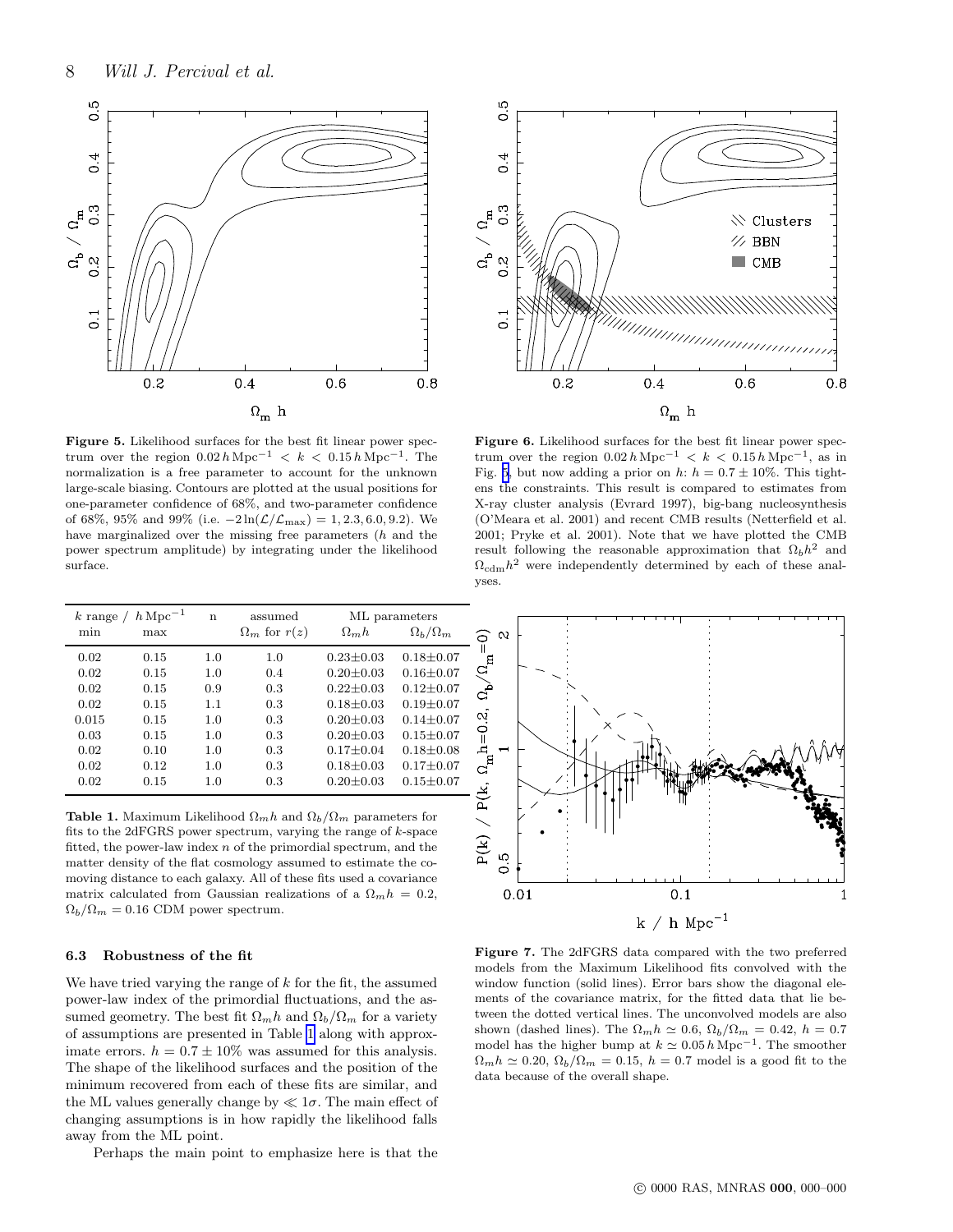**Figure 5.** Likelihood surfaces for the best fit linear power spectrum over the region $0.02\,h\,\mathrm{Mpc}^{-1} < k < 0.15\,h\,\mathrm{Mpc}^{-1}$. The normalization is a free parameter to account for the unknown large-scale biasing. Contours are plotted at the usual positions for one-parameter confidence of 68%, and two-parameter confidence of 68%, 95% and 99% (i.e. $-2\ln(\mathcal{L}/\mathcal{L}_{\max}) = 1, 2.3, 6.0, 9.2$). We have marginalized over the missing free parameters ($h$ and the power spectrum amplitude) by integrating under the likelihood surface.

**Figure 6.** Likelihood surfaces for the best fit linear power spectrum over the region $0.02\,h\,\mathrm{Mpc}^{-1} < k < 0.15\,h\,\mathrm{Mpc}^{-1}$, as in Fig. 5, but now adding a prior on $h$: $h = 0.7 \pm 10\%$. This tightens the constraints. This result is compared to estimates from X-ray cluster analysis (Evrard 1997), big-bang nucleosynthesis (O'Meara et al. 2001) and recent CMB results (Netterfield et al. 2001; Pryke et al. 2001). Note that we have plotted the CMB result following the reasonable approximation that $\Omega_b h^2$ and $\Omega_{\rm cdm} h^2$ were independently determined by each of these analyses.

| $k$ range / $h\,\mathrm{Mpc}^{-1}$ min | max | n | assumed $\Omega_m$ for $r(z)$ | ML parameters $\Omega_m h$ | $\Omega_b/\Omega_m$ |
|---|---|---|---|---|---|
| 0.02 | 0.15 | 1.0 | 1.0 | 0.23±0.03 | 0.18±0.07 |
| 0.02 | 0.15 | 1.0 | 0.4 | 0.20±0.03 | 0.16±0.07 |
| 0.02 | 0.15 | 0.9 | 0.3 | 0.22±0.03 | 0.12±0.07 |
| 0.02 | 0.15 | 1.1 | 0.3 | 0.18±0.03 | 0.19±0.07 |
| 0.015 | 0.15 | 1.0 | 0.3 | 0.20±0.03 | 0.14±0.07 |
| 0.03 | 0.15 | 1.0 | 0.3 | 0.20±0.03 | 0.15±0.07 |
| 0.02 | 0.10 | 1.0 | 0.3 | 0.17±0.04 | 0.18±0.08 |
| 0.02 | 0.12 | 1.0 | 0.3 | 0.18±0.03 | 0.17±0.07 |
| 0.02 | 0.15 | 1.0 | 0.3 | 0.20±0.03 | 0.15±0.07 |

**Table 1.** Maximum Likelihood $\Omega_m h$ and $\Omega_b/\Omega_m$ parameters for fits to the 2dFGRS power spectrum, varying the range of $k$-space fitted, the power-law index $n$ of the primordial spectrum, and the matter density of the flat cosmology assumed to estimate the comoving distance to each galaxy. All of these fits used a covariance matrix calculated from Gaussian realizations of a $\Omega_m h = 0.2$, $\Omega_b/\Omega_m = 0.16$ CDM power spectrum.

**Figure 7.** The 2dFGRS data compared with the two preferred models from the Maximum Likelihood fits convolved with the window function (solid lines). Error bars show the diagonal elements of the covariance matrix, for the fitted data that lie between the dotted vertical lines. The unconvolved models are also shown (dashed lines). The $\Omega_m h \simeq 0.6$, $\Omega_b/\Omega_m = 0.42$, $h = 0.7$ model has the higher bump at $k \simeq 0.05\,h\,\mathrm{Mpc}^{-1}$. The smoother $\Omega_m h \simeq 0.20$, $\Omega_b/\Omega_m = 0.15$, $h = 0.7$ model is a good fit to the data because of the overall shape.

### 6.3 Robustness of the fit

We have tried varying the range of $k$ for the fit, the assumed power-law index of the primordial fluctuations, and the assumed geometry. The best fit $\Omega_m h$ and $\Omega_b/\Omega_m$ for a variety of assumptions are presented in Table 1 along with approximate errors. $h = 0.7 \pm 10\%$ was assumed for this analysis. The shape of the likelihood surfaces and the position of the minimum recovered from each of these fits are similar, and the ML values generally change by $\ll 1\sigma$. The main effect of changing assumptions is in how rapidly the likelihood falls away from the ML point.

Perhaps the main point to emphasize here is that the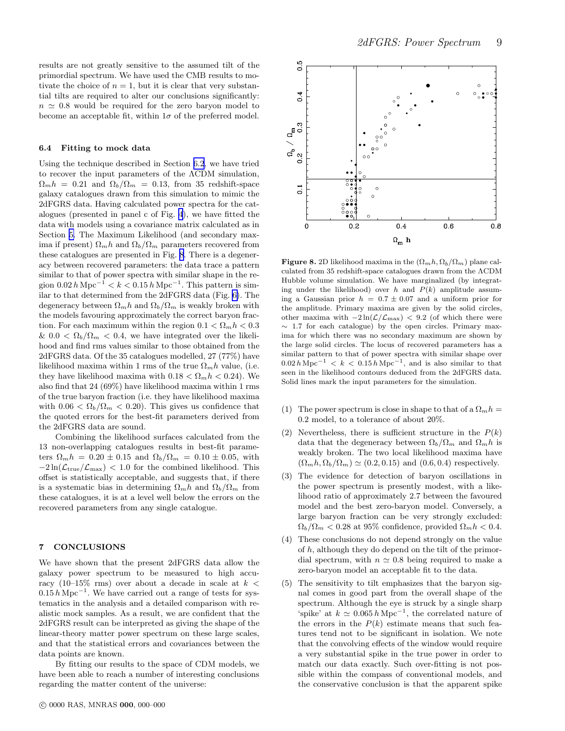results are not greatly sensitive to the assumed tilt of the primordial spectrum. We have used the CMB results to motivate the choice of $n = 1$, but it is clear that very substantial tilts are required to alter our conclusions significantly: $n \simeq 0.8$ would be required for the zero baryon model to become an acceptable fit, within $1\sigma$ of the preferred model.

### 6.4 Fitting to mock data

Using the technique described in Section 6.2, we have tried to recover the input parameters of the ΛCDM simulation, $\Omega_m h = 0.21$ and $\Omega_b/\Omega_m = 0.13$, from 35 redshift-space galaxy catalogues drawn from this simulation to mimic the 2dFGRS data. Having calculated power spectra for the catalogues (presented in panel c of Fig. 4), we have fitted the data with models using a covariance matrix calculated as in Section 5. The Maximum Likelihood (and secondary maxima if present) $\Omega_m h$ and $\Omega_b/\Omega_m$ parameters recovered from these catalogues are presented in Fig. 8. There is a degeneracy between recovered parameters: the data trace a pattern similar to that of power spectra with similar shape in the region $0.02\,h\,\mathrm{Mpc}^{-1} < k < 0.15\,h\,\mathrm{Mpc}^{-1}$. This pattern is similar to that determined from the 2dFGRS data (Fig. 6). The degeneracy between $\Omega_m h$ and $\Omega_b/\Omega_m$ is weakly broken with the models favouring approximately the correct baryon fraction. For each maximum within the region $0.1 < \Omega_m h < 0.3$ & $0.0 < \Omega_b/\Omega_m < 0.4$, we have integrated over the likelihood and find rms values similar to those obtained from the 2dFGRS data. Of the 35 catalogues modelled, 27 (77%) have likelihood maxima within 1 rms of the true $\Omega_m h$ value, (i.e. they have likelihood maxima with $0.18 < \Omega_m h < 0.24$). We also find that 24 (69%) have likelihood maxima within 1 rms of the true baryon fraction (i.e. they have likelihood maxima with $0.06 < \Omega_b/\Omega_m < 0.20$). This gives us confidence that the quoted errors for the best-fit parameters derived from the 2dFGRS data are sound.

Combining the likelihood surfaces calculated from the 13 non-overlapping catalogues results in best-fit parameters $\Omega_m h = 0.20 \pm 0.15$ and $\Omega_b/\Omega_m = 0.10 \pm 0.05$, with $-2\ln(\mathcal{L}_{\rm true}/\mathcal{L}_{\rm max}) < 1.0$ for the combined likelihood. This offset is statistically acceptable, and suggests that, if there is a systematic bias in determining $\Omega_m h$ and $\Omega_b/\Omega_m$ from these catalogues, it is at a level well below the errors on the recovered parameters from any single catalogue.

**Figure 8.** 2D likelihood maxima in the $(\Omega_m h, \Omega_b/\Omega_m)$ plane calculated from 35 redshift-space catalogues drawn from the ΛCDM Hubble volume simulation. We have marginalized (by integrating under the likelihood) over $h$ and $P(k)$ amplitude assuming a Gaussian prior $h = 0.7 \pm 0.07$ and a uniform prior for the amplitude. Primary maxima are given by the solid circles, other maxima with $-2\ln(\mathcal{L}/\mathcal{L}_{\rm max}) < 9.2$ (of which there were $\sim 1.7$ for each catalogue) by the open circles. Primary maxima for which there was no secondary maximum are shown by the large solid circles. The locus of recovered parameters has a similar pattern to that of power spectra with similar shape over $0.02\,h\,\mathrm{Mpc}^{-1} < k < 0.15\,h\,\mathrm{Mpc}^{-1}$, and is also similar to that seen in the likelihood contours deduced from the 2dFGRS data. Solid lines mark the input parameters for the simulation.

## 7 CONCLUSIONS

We have shown that the present 2dFGRS data allow the galaxy power spectrum to be measured to high accuracy (10–15% rms) over about a decade in scale at $k < 0.15\,h\,\mathrm{Mpc}^{-1}$. We have carried out a range of tests for systematics in the analysis and a detailed comparison with realistic mock samples. As a result, we are confident that the 2dFGRS result can be interpreted as giving the shape of the linear-theory matter power spectrum on these large scales, and that the statistical errors and covariances between the data points are known.

By fitting our results to the space of CDM models, we have been able to reach a number of interesting conclusions regarding the matter content of the universe:

(1) The power spectrum is close in shape to that of a $\Omega_m h = 0.2$ model, to a tolerance of about 20%.

(2) Nevertheless, there is sufficient structure in the $P(k)$ data that the degeneracy between $\Omega_b/\Omega_m$ and $\Omega_m h$ is weakly broken. The two local likelihood maxima have $(\Omega_m h, \Omega_b/\Omega_m) \simeq (0.2, 0.15)$ and $(0.6, 0.4)$ respectively.

(3) The evidence for detection of baryon oscillations in the power spectrum is presently modest, with a likelihood ratio of approximately 2.7 between the favoured model and the best zero-baryon model. Conversely, a large baryon fraction can be very strongly excluded: $\Omega_b/\Omega_m < 0.28$ at 95% confidence, provided $\Omega_m h < 0.4$.

(4) These conclusions do not depend strongly on the value of $h$, although they do depend on the tilt of the primordial spectrum, with $n \simeq 0.8$ being required to make a zero-baryon model an acceptable fit to the data.

(5) The sensitivity to tilt emphasizes that the baryon signal comes in good part from the overall shape of the spectrum. Although the eye is struck by a single sharp 'spike' at $k \simeq 0.065\,h\,\mathrm{Mpc}^{-1}$, the correlated nature of the errors in the $P(k)$ estimate means that such features tend not to be significant in isolation. We note that the convolving effects of the window would require a very substantial spike in the true power in order to match our data exactly. Such over-fitting is not possible within the compass of conventional models, and the conservative conclusion is that the apparent spike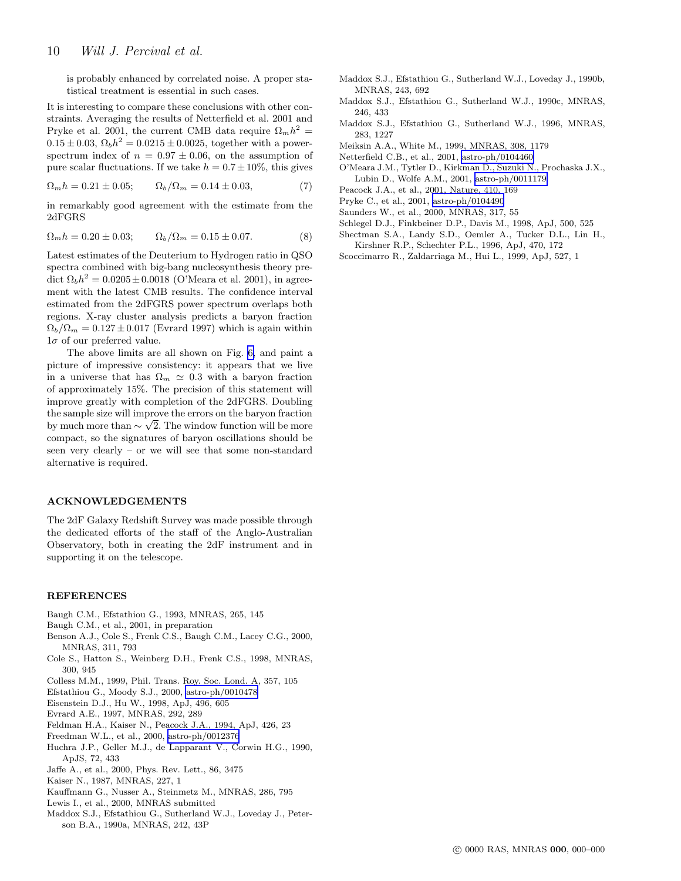is probably enhanced by correlated noise. A proper statistical treatment is essential in such cases.

It is interesting to compare these conclusions with other constraints. Averaging the results of Netterfield et al. 2001 and Pryke et al. 2001, the current CMB data require $\Omega_m h^2 = 0.15 \pm 0.03$, $\Omega_b h^2 = 0.0215 \pm 0.0025$, together with a power-spectrum index of $n = 0.97 \pm 0.06$, on the assumption of pure scalar fluctuations. If we take $h = 0.7 \pm 10\%$, this gives

$$\Omega_m h = 0.21 \pm 0.05; \qquad \Omega_b/\Omega_m = 0.14 \pm 0.03, \tag{7}$$

in remarkably good agreement with the estimate from the 2dFGRS

$$\Omega_m h = 0.20 \pm 0.03; \qquad \Omega_b/\Omega_m = 0.15 \pm 0.07. \tag{8}$$

Latest estimates of the Deuterium to Hydrogen ratio in QSO spectra combined with big-bang nucleosynthesis theory predict $\Omega_b h^2 = 0.0205 \pm 0.0018$ (O'Meara et al. 2001), in agreement with the latest CMB results. The confidence interval estimated from the 2dFGRS power spectrum overlaps both regions. X-ray cluster analysis predicts a baryon fraction $\Omega_b/\Omega_m = 0.127 \pm 0.017$ (Evrard 1997) which is again within $1\sigma$ of our preferred value.

The above limits are all shown on Fig. 6, and paint a picture of impressive consistency: it appears that we live in a universe that has $\Omega_m \simeq 0.3$ with a baryon fraction of approximately 15%. The precision of this statement will improve greatly with completion of the 2dFGRS. Doubling the sample size will improve the errors on the baryon fraction by much more than $\sim \sqrt{2}$. The window function will be more compact, so the signatures of baryon oscillations should be seen very clearly – or we will see that some non-standard alternative is required.

## ACKNOWLEDGEMENTS

The 2dF Galaxy Redshift Survey was made possible through the dedicated efforts of the staff of the Anglo-Australian Observatory, both in creating the 2dF instrument and in supporting it on the telescope.

## REFERENCES

Baugh C.M., Efstathiou G., 1993, MNRAS, 265, 145
Baugh C.M., et al., 2001, in preparation
Benson A.J., Cole S., Frenk C.S., Baugh C.M., Lacey C.G., 2000, MNRAS, 311, 793
Cole S., Hatton S., Weinberg D.H., Frenk C.S., 1998, MNRAS, 300, 945
Colless M.M., 1999, Phil. Trans. Roy. Soc. Lond. A, 357, 105
Efstathiou G., Moody S.J., 2000, astro-ph/0010478
Eisenstein D.J., Hu W., 1998, ApJ, 496, 605
Evrard A.E., 1997, MNRAS, 292, 289
Feldman H.A., Kaiser N., Peacock J.A., 1994, ApJ, 426, 23
Freedman W.L., et al., 2000, astro-ph/0012376
Huchra J.P., Geller M.J., de Lapparant V., Corwin H.G., 1990, ApJS, 72, 433
Jaffe A., et al., 2000, Phys. Rev. Lett., 86, 3475
Kaiser N., 1987, MNRAS, 227, 1
Kauffmann G., Nusser A., Steinmetz M., MNRAS, 286, 795
Lewis I., et al., 2000, MNRAS submitted
Maddox S.J., Efstathiou G., Sutherland W.J., Loveday J., Peterson B.A., 1990a, MNRAS, 242, 43P
Maddox S.J., Efstathiou G., Sutherland W.J., Loveday J., 1990b, MNRAS, 243, 692
Maddox S.J., Efstathiou G., Sutherland W.J., 1990c, MNRAS, 246, 433
Maddox S.J., Efstathiou G., Sutherland W.J., 1996, MNRAS, 283, 1227
Meiksin A.A., White M., 1999, MNRAS, 308, 1179
Netterfield C.B., et al., 2001, astro-ph/0104460
O'Meara J.M., Tytler D., Kirkman D., Suzuki N., Prochaska J.X., Lubin D., Wolfe A.M., 2001, astro-ph/0011179
Peacock J.A., et al., 2001, Nature, 410, 169
Pryke C., et al., 2001, astro-ph/0104490
Saunders W., et al., 2000, MNRAS, 317, 55
Schlegel D.J., Finkbeiner D.P., Davis M., 1998, ApJ, 500, 525
Shectman S.A., Landy S.D., Oemler A., Tucker D.L., Lin H., Kirshner R.P., Schechter P.L., 1996, ApJ, 470, 172
Scoccimarro R., Zaldarriaga M., Hui L., 1999, ApJ, 527, 1